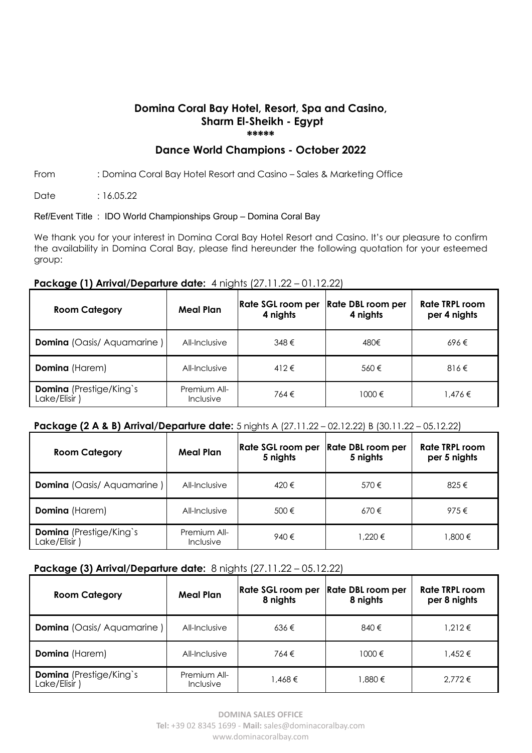# Domina Coral Bay Hotel, Resort, Spa and Casino,
# Sharm El-Sheikh - Egypt
*****

## Dance World Champions - October 2022

From : Domina Coral Bay Hotel Resort and Casino – Sales & Marketing Office

Date : 16.05.22

Ref/Event Title : IDO World Championships Group – Domina Coral Bay

We thank you for your interest in Domina Coral Bay Hotel Resort and Casino. It's our pleasure to confirm the availability in Domina Coral Bay, please find hereunder the following quotation for your esteemed group:

**Package (1) Arrival/Departure date:** 4 nights (27.11.22 – 01.12.22)

| Room Category | Meal Plan | Rate SGL room per 4 nights | Rate DBL room per 4 nights | Rate TRPL room per 4 nights |
|---|---|---|---|---|
| **Domina** (Oasis/ Aquamarine ) | All-Inclusive | 348 € | 480€ | 696 € |
| **Domina** (Harem) | All-Inclusive | 412 € | 560 € | 816 € |
| **Domina** (Prestige/King`s Lake/Elisir ) | Premium All-Inclusive | 764 € | 1000 € | 1,476 € |

**Package (2 A & B) Arrival/Departure date:** 5 nights A (27.11.22 – 02.12.22) B (30.11.22 – 05.12.22)

| Room Category | Meal Plan | Rate SGL room per 5 nights | Rate DBL room per 5 nights | Rate TRPL room per 5 nights |
|---|---|---|---|---|
| **Domina** (Oasis/ Aquamarine ) | All-Inclusive | 420 € | 570 € | 825 € |
| **Domina** (Harem) | All-Inclusive | 500 € | 670 € | 975 € |
| **Domina** (Prestige/King`s Lake/Elisir ) | Premium All-Inclusive | 940 € | 1,220 € | 1,800 € |

**Package (3) Arrival/Departure date:** 8 nights (27.11.22 – 05.12.22)

| Room Category | Meal Plan | Rate SGL room per 8 nights | Rate DBL room per 8 nights | Rate TRPL room per 8 nights |
|---|---|---|---|---|
| **Domina** (Oasis/ Aquamarine ) | All-Inclusive | 636 € | 840 € | 1,212 € |
| **Domina** (Harem) | All-Inclusive | 764 € | 1000 € | 1,452 € |
| **Domina** (Prestige/King`s Lake/Elisir ) | Premium All-Inclusive | 1,468 € | 1,880 € | 2,772 € |

**DOMINA SALES OFFICE**
**Tel:** +39 02 8345 1699 - **Mail:** sales@dominacoralbay.com
www.dominacoralbay.com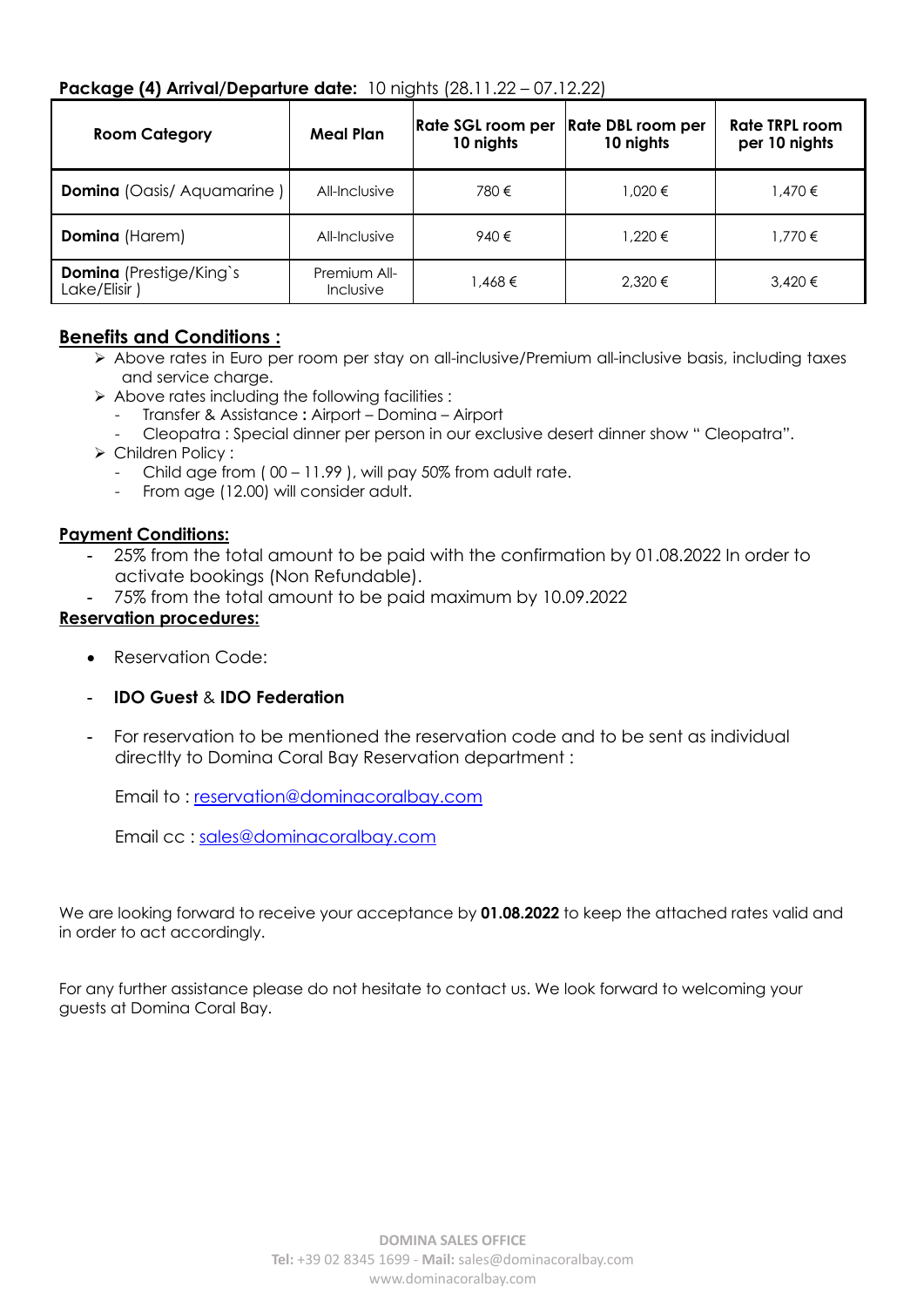**Package (4) Arrival/Departure date:** 10 nights (28.11.22 – 07.12.22)

| Room Category | Meal Plan | Rate SGL room per 10 nights | Rate DBL room per 10 nights | Rate TRPL room per 10 nights |
|---|---|---|---|---|
| **Domina** (Oasis/ Aquamarine ) | All-Inclusive | 780 € | 1,020 € | 1,470 € |
| **Domina** (Harem) | All-Inclusive | 940 € | 1,220 € | 1,770 € |
| **Domina** (Prestige/King`s Lake/Elisir ) | Premium All-Inclusive | 1,468 € | 2,320 € | 3,420 € |

## Benefits and Conditions :

- Above rates in Euro per room per stay on all-inclusive/Premium all-inclusive basis, including taxes and service charge.
- Above rates including the following facilities :
  - Transfer & Assistance **:** Airport – Domina – Airport
  - Cleopatra : Special dinner per person in our exclusive desert dinner show " Cleopatra".
- Children Policy :
  - Child age from ( 00 – 11.99 ), will pay 50% from adult rate.
  - From age (12.00) will consider adult.

## Payment Conditions:

- 25% from the total amount to be paid with the confirmation by 01.08.2022 In order to activate bookings (Non Refundable).
- 75% from the total amount to be paid maximum by 10.09.2022

## Reservation procedures:

- Reservation Code:

- **IDO Guest** & **IDO Federation**

- For reservation to be mentioned the reservation code and to be sent as individual directlty to Domina Coral Bay Reservation department :

  Email to : reservation@dominacoralbay.com

  Email cc : sales@dominacoralbay.com

We are looking forward to receive your acceptance by **01.08.2022** to keep the attached rates valid and in order to act accordingly.

For any further assistance please do not hesitate to contact us. We look forward to welcoming your guests at Domina Coral Bay.

**DOMINA SALES OFFICE**
**Tel:** +39 02 8345 1699 - **Mail:** sales@dominacoralbay.com
www.dominacoralbay.com